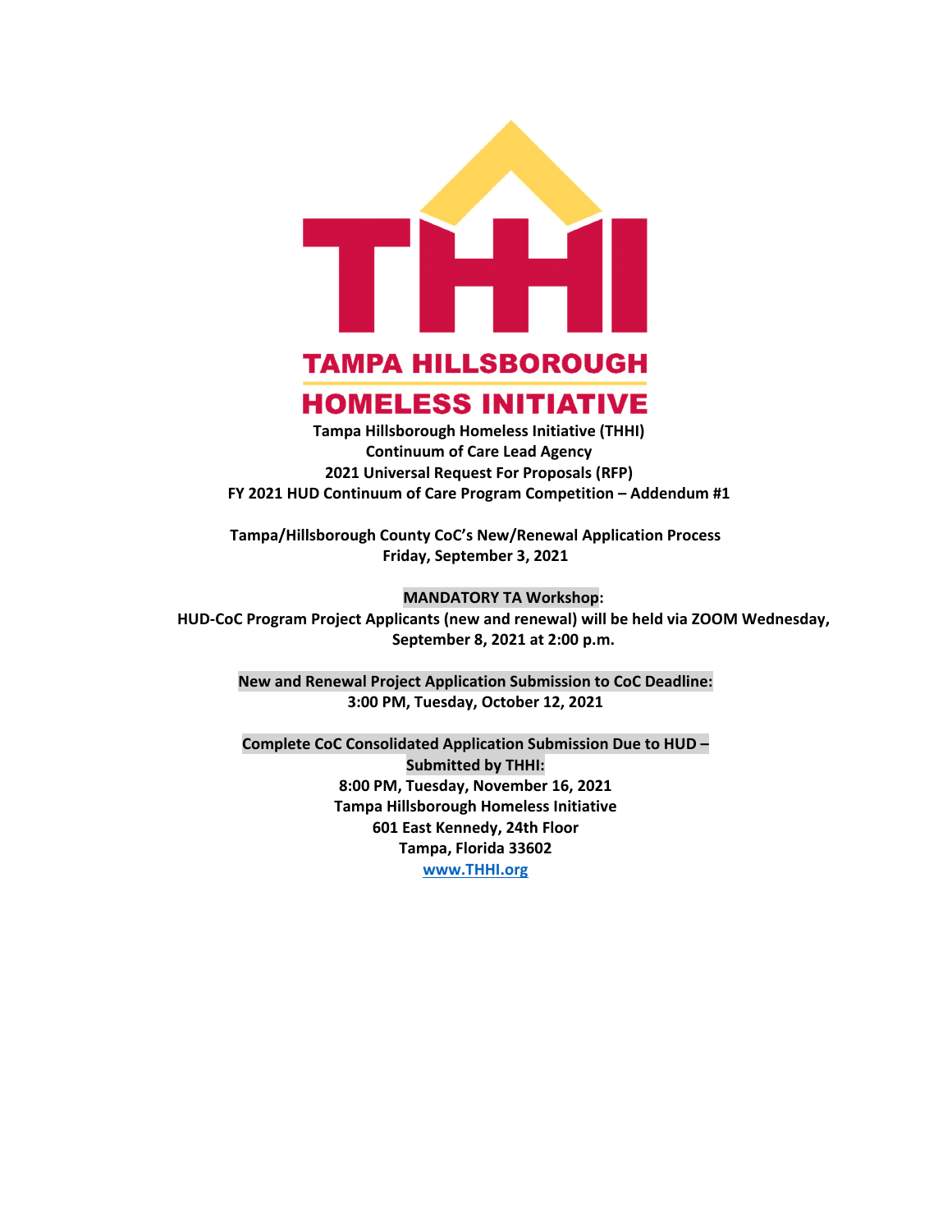# TAMPA HILLSBOROUGH HOMELESS INITIATIVE

**Tampa Hillsborough Homeless Initiative (THHI)**
**Continuum of Care Lead Agency**
**2021 Universal Request For Proposals (RFP)**
**FY 2021 HUD Continuum of Care Program Competition – Addendum #1**

**Tampa/Hillsborough County CoC's New/Renewal Application Process**
**Friday, September 3, 2021**

**MANDATORY TA Workshop:**
**HUD-CoC Program Project Applicants (new and renewal) will be held via ZOOM Wednesday, September 8, 2021 at 2:00 p.m.**

**New and Renewal Project Application Submission to CoC Deadline:**
**3:00 PM, Tuesday, October 12, 2021**

**Complete CoC Consolidated Application Submission Due to HUD – Submitted by THHI:**
**8:00 PM, Tuesday, November 16, 2021**
**Tampa Hillsborough Homeless Initiative**
**601 East Kennedy, 24th Floor**
**Tampa, Florida 33602**
**www.THHI.org**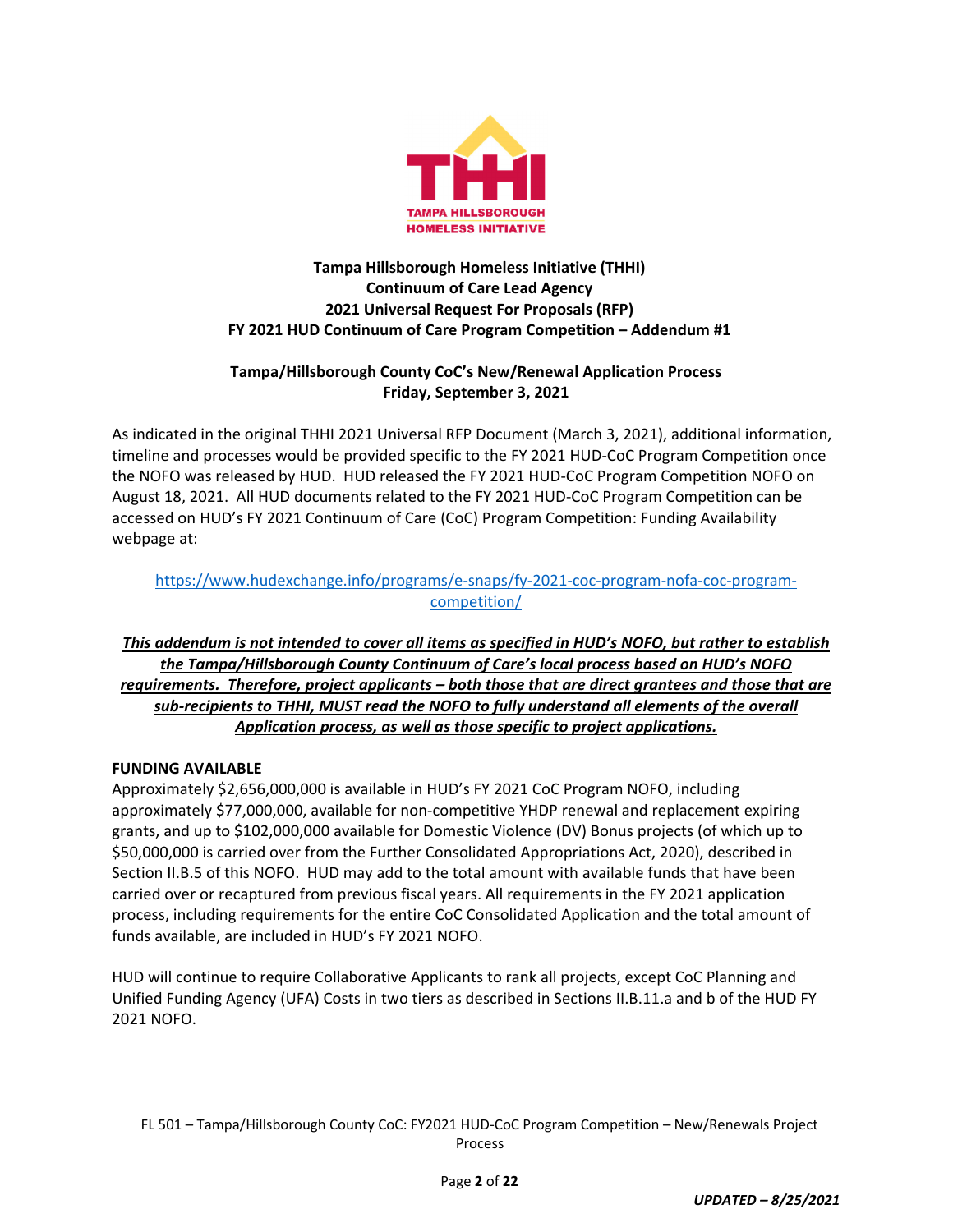**Tampa Hillsborough Homeless Initiative (THHI)**
**Continuum of Care Lead Agency**
**2021 Universal Request For Proposals (RFP)**
**FY 2021 HUD Continuum of Care Program Competition – Addendum #1**

**Tampa/Hillsborough County CoC's New/Renewal Application Process**
**Friday, September 3, 2021**

As indicated in the original THHI 2021 Universal RFP Document (March 3, 2021), additional information, timeline and processes would be provided specific to the FY 2021 HUD-CoC Program Competition once the NOFO was released by HUD. HUD released the FY 2021 HUD-CoC Program Competition NOFO on August 18, 2021. All HUD documents related to the FY 2021 HUD-CoC Program Competition can be accessed on HUD's FY 2021 Continuum of Care (CoC) Program Competition: Funding Availability webpage at:

https://www.hudexchange.info/programs/e-snaps/fy-2021-coc-program-nofa-coc-program-competition/

***This addendum is not intended to cover all items as specified in HUD's NOFO, but rather to establish the Tampa/Hillsborough County Continuum of Care's local process based on HUD's NOFO requirements. Therefore, project applicants – both those that are direct grantees and those that are sub-recipients to THHI, MUST read the NOFO to fully understand all elements of the overall Application process, as well as those specific to project applications.***

**FUNDING AVAILABLE**
Approximately $2,656,000,000 is available in HUD's FY 2021 CoC Program NOFO, including approximately $77,000,000, available for non-competitive YHDP renewal and replacement expiring grants, and up to $102,000,000 available for Domestic Violence (DV) Bonus projects (of which up to $50,000,000 is carried over from the Further Consolidated Appropriations Act, 2020), described in Section II.B.5 of this NOFO. HUD may add to the total amount with available funds that have been carried over or recaptured from previous fiscal years. All requirements in the FY 2021 application process, including requirements for the entire CoC Consolidated Application and the total amount of funds available, are included in HUD's FY 2021 NOFO.

HUD will continue to require Collaborative Applicants to rank all projects, except CoC Planning and Unified Funding Agency (UFA) Costs in two tiers as described in Sections II.B.11.a and b of the HUD FY 2021 NOFO.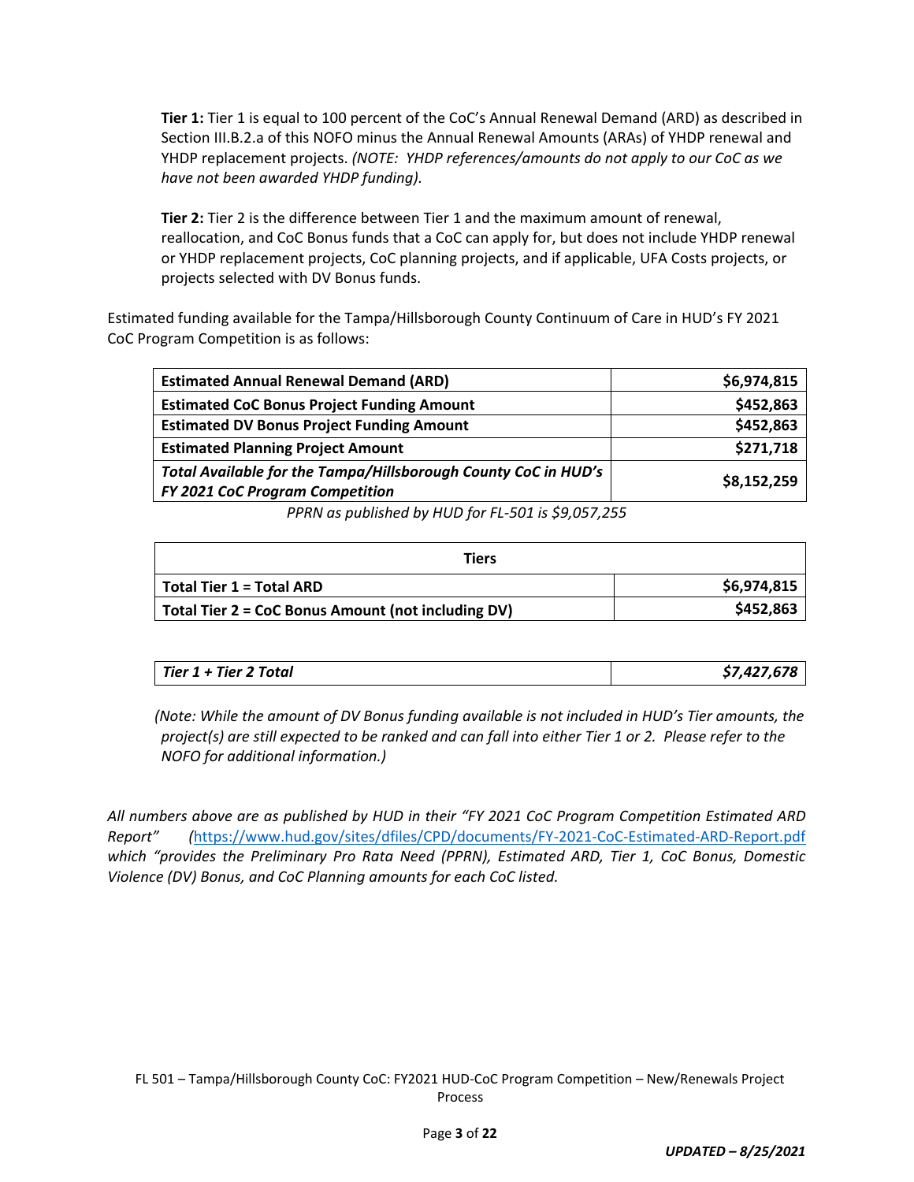**Tier 1:** Tier 1 is equal to 100 percent of the CoC's Annual Renewal Demand (ARD) as described in Section III.B.2.a of this NOFO minus the Annual Renewal Amounts (ARAs) of YHDP renewal and YHDP replacement projects. *(NOTE: YHDP references/amounts do not apply to our CoC as we have not been awarded YHDP funding).*

**Tier 2:** Tier 2 is the difference between Tier 1 and the maximum amount of renewal, reallocation, and CoC Bonus funds that a CoC can apply for, but does not include YHDP renewal or YHDP replacement projects, CoC planning projects, and if applicable, UFA Costs projects, or projects selected with DV Bonus funds.

Estimated funding available for the Tampa/Hillsborough County Continuum of Care in HUD's FY 2021 CoC Program Competition is as follows:

| | |
|---|---|
| **Estimated Annual Renewal Demand (ARD)** | **$6,974,815** |
| **Estimated CoC Bonus Project Funding Amount** | **$452,863** |
| **Estimated DV Bonus Project Funding Amount** | **$452,863** |
| **Estimated Planning Project Amount** | **$271,718** |
| ***Total Available for the Tampa/Hillsborough County CoC in HUD's FY 2021 CoC Program Competition*** | **$8,152,259** |

*PPRN as published by HUD for FL-501 is $9,057,255*

| **Tiers** | |
|---|---|
| **Total Tier 1 = Total ARD** | **$6,974,815** |
| **Total Tier 2 = CoC Bonus Amount (not including DV)** | **$452,863** |

| | |
|---|---|
| ***Tier 1 + Tier 2 Total*** | ***$7,427,678*** |

*(Note: While the amount of DV Bonus funding available is not included in HUD's Tier amounts, the project(s) are still expected to be ranked and can fall into either Tier 1 or 2. Please refer to the NOFO for additional information.)*

*All numbers above are as published by HUD in their "FY 2021 CoC Program Competition Estimated ARD Report" (https://www.hud.gov/sites/dfiles/CPD/documents/FY-2021-CoC-Estimated-ARD-Report.pdf which "provides the Preliminary Pro Rata Need (PPRN), Estimated ARD, Tier 1, CoC Bonus, Domestic Violence (DV) Bonus, and CoC Planning amounts for each CoC listed.*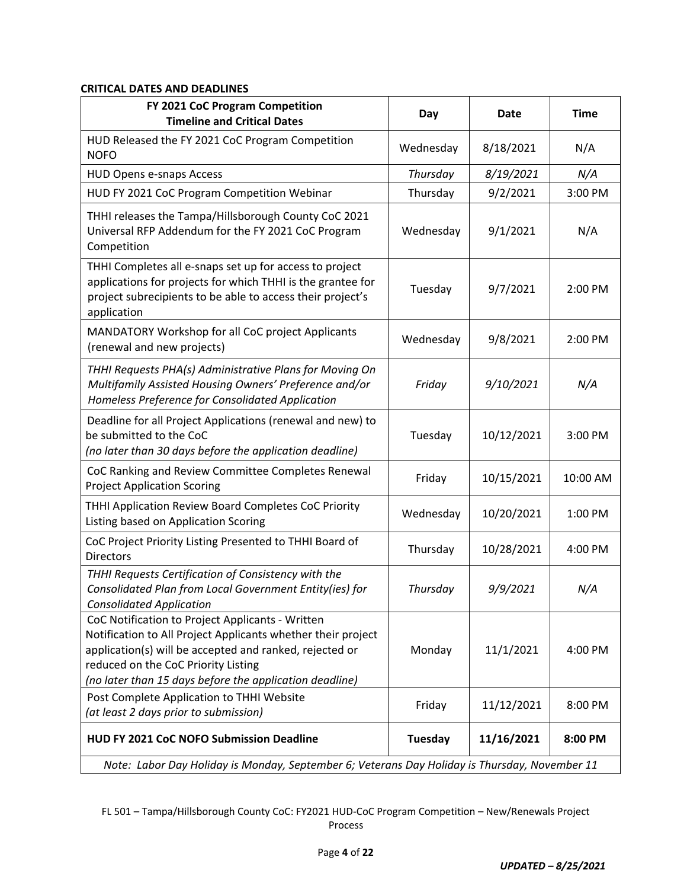**CRITICAL DATES AND DEADLINES**

| **FY 2021 CoC Program Competition Timeline and Critical Dates** | **Day** | **Date** | **Time** |
|---|---|---|---|
| HUD Released the FY 2021 CoC Program Competition NOFO | Wednesday | 8/18/2021 | N/A |
| HUD Opens e-snaps Access | *Thursday* | *8/19/2021* | *N/A* |
| HUD FY 2021 CoC Program Competition Webinar | Thursday | 9/2/2021 | 3:00 PM |
| THHI releases the Tampa/Hillsborough County CoC 2021 Universal RFP Addendum for the FY 2021 CoC Program Competition | Wednesday | 9/1/2021 | N/A |
| THHI Completes all e-snaps set up for access to project applications for projects for which THHI is the grantee for project subrecipients to be able to access their project's application | Tuesday | 9/7/2021 | 2:00 PM |
| MANDATORY Workshop for all CoC project Applicants (renewal and new projects) | Wednesday | 9/8/2021 | 2:00 PM |
| *THHI Requests PHA(s) Administrative Plans for Moving On Multifamily Assisted Housing Owners' Preference and/or Homeless Preference for Consolidated Application* | *Friday* | *9/10/2021* | *N/A* |
| Deadline for all Project Applications (renewal and new) to be submitted to the CoC *(no later than 30 days before the application deadline)* | Tuesday | 10/12/2021 | 3:00 PM |
| CoC Ranking and Review Committee Completes Renewal Project Application Scoring | Friday | 10/15/2021 | 10:00 AM |
| THHI Application Review Board Completes CoC Priority Listing based on Application Scoring | Wednesday | 10/20/2021 | 1:00 PM |
| CoC Project Priority Listing Presented to THHI Board of Directors | Thursday | 10/28/2021 | 4:00 PM |
| *THHI Requests Certification of Consistency with the Consolidated Plan from Local Government Entity(ies) for Consolidated Application* | *Thursday* | *9/9/2021* | *N/A* |
| CoC Notification to Project Applicants - Written Notification to All Project Applicants whether their project application(s) will be accepted and ranked, rejected or reduced on the CoC Priority Listing *(no later than 15 days before the application deadline)* | Monday | 11/1/2021 | 4:00 PM |
| Post Complete Application to THHI Website *(at least 2 days prior to submission)* | Friday | 11/12/2021 | 8:00 PM |
| **HUD FY 2021 CoC NOFO Submission Deadline** | **Tuesday** | **11/16/2021** | **8:00 PM** |
| *Note: Labor Day Holiday is Monday, September 6; Veterans Day Holiday is Thursday, November 11* | | | |

FL 501 – Tampa/Hillsborough County CoC: FY2021 HUD-CoC Program Competition – New/Renewals Project Process

***UPDATED – 8/25/2021***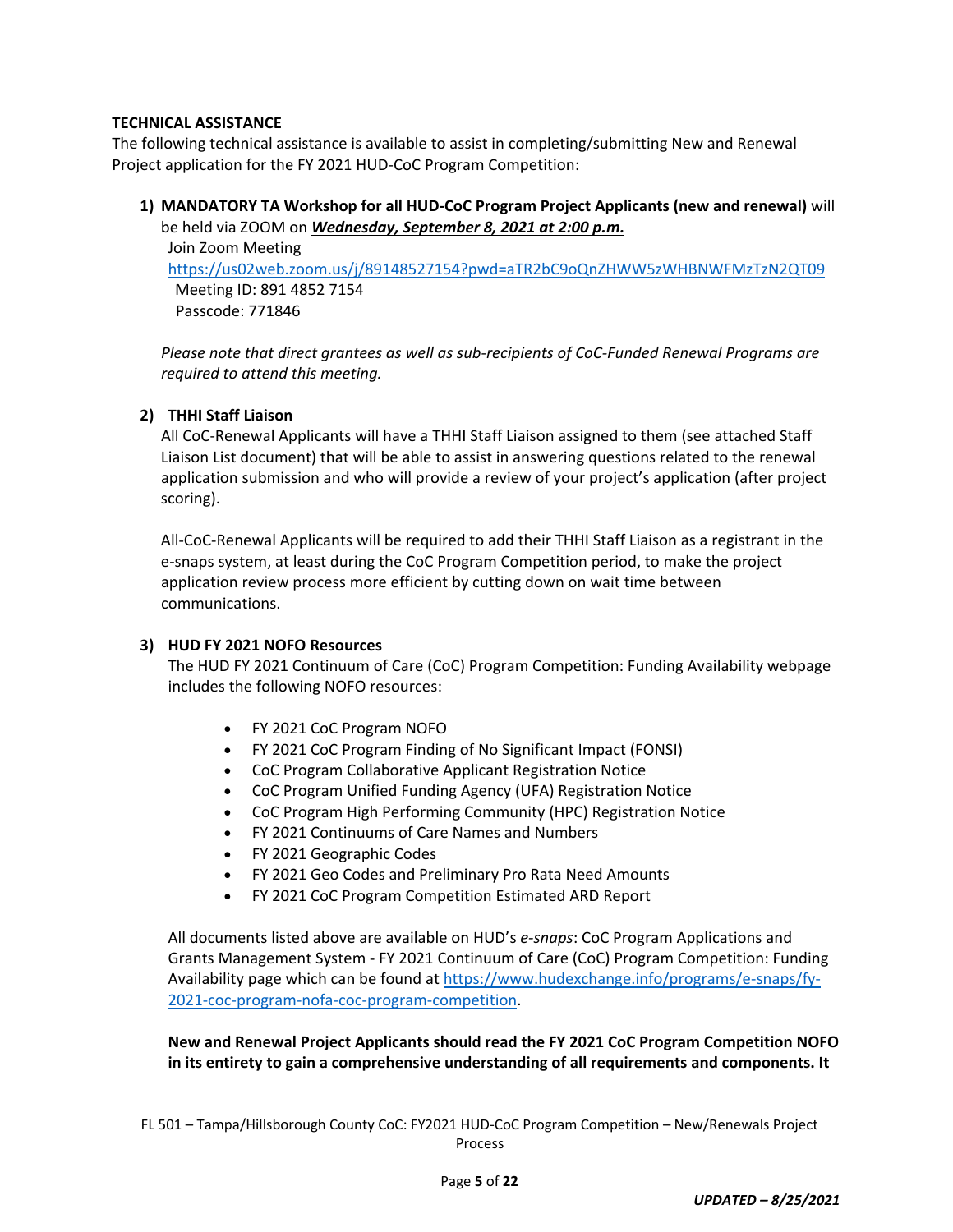**TECHNICAL ASSISTANCE**

The following technical assistance is available to assist in completing/submitting New and Renewal Project application for the FY 2021 HUD-CoC Program Competition:

1) **MANDATORY TA Workshop for all HUD-CoC Program Project Applicants (new and renewal)** will be held via ZOOM on ***Wednesday, September 8, 2021 at 2:00 p.m.***

   Join Zoom Meeting
   https://us02web.zoom.us/j/89148527154?pwd=aTR2bC9oQnZHWW5zWHBNWFMzTzN2QT09
   Meeting ID: 891 4852 7154
   Passcode: 771846

   *Please note that direct grantees as well as sub-recipients of CoC-Funded Renewal Programs are required to attend this meeting.*

2) **THHI Staff Liaison**

   All CoC-Renewal Applicants will have a THHI Staff Liaison assigned to them (see attached Staff Liaison List document) that will be able to assist in answering questions related to the renewal application submission and who will provide a review of your project's application (after project scoring).

   All-CoC-Renewal Applicants will be required to add their THHI Staff Liaison as a registrant in the e-snaps system, at least during the CoC Program Competition period, to make the project application review process more efficient by cutting down on wait time between communications.

3) **HUD FY 2021 NOFO Resources**

   The HUD FY 2021 Continuum of Care (CoC) Program Competition: Funding Availability webpage includes the following NOFO resources:

   - FY 2021 CoC Program NOFO
   - FY 2021 CoC Program Finding of No Significant Impact (FONSI)
   - CoC Program Collaborative Applicant Registration Notice
   - CoC Program Unified Funding Agency (UFA) Registration Notice
   - CoC Program High Performing Community (HPC) Registration Notice
   - FY 2021 Continuums of Care Names and Numbers
   - FY 2021 Geographic Codes
   - FY 2021 Geo Codes and Preliminary Pro Rata Need Amounts
   - FY 2021 CoC Program Competition Estimated ARD Report

   All documents listed above are available on HUD's *e-snaps*: CoC Program Applications and Grants Management System - FY 2021 Continuum of Care (CoC) Program Competition: Funding Availability page which can be found at https://www.hudexchange.info/programs/e-snaps/fy-2021-coc-program-nofa-coc-program-competition.

   **New and Renewal Project Applicants should read the FY 2021 CoC Program Competition NOFO in its entirety to gain a comprehensive understanding of all requirements and components. It**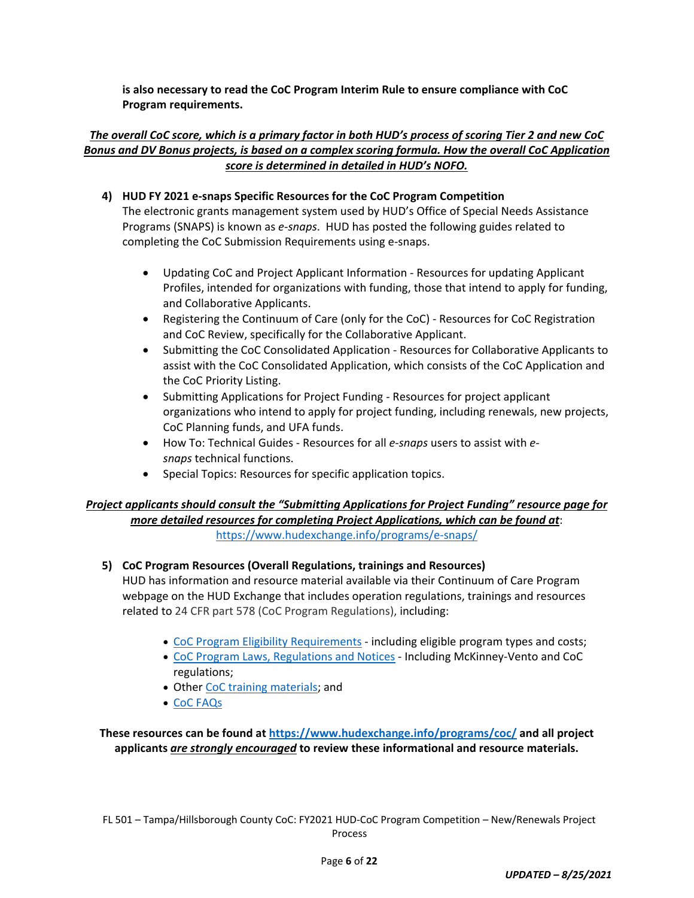**is also necessary to read the CoC Program Interim Rule to ensure compliance with CoC Program requirements.**

***<u>The overall CoC score, which is a primary factor in both HUD's process of scoring Tier 2 and new CoC Bonus and DV Bonus projects, is based on a complex scoring formula. How the overall CoC Application score is determined in detailed in HUD's NOFO.</u>***

4) **HUD FY 2021 e-snaps Specific Resources for the CoC Program Competition**
   The electronic grants management system used by HUD's Office of Special Needs Assistance Programs (SNAPS) is known as *e-snaps*. HUD has posted the following guides related to completing the CoC Submission Requirements using e-snaps.

   - Updating CoC and Project Applicant Information - Resources for updating Applicant Profiles, intended for organizations with funding, those that intend to apply for funding, and Collaborative Applicants.
   - Registering the Continuum of Care (only for the CoC) - Resources for CoC Registration and CoC Review, specifically for the Collaborative Applicant.
   - Submitting the CoC Consolidated Application - Resources for Collaborative Applicants to assist with the CoC Consolidated Application, which consists of the CoC Application and the CoC Priority Listing.
   - Submitting Applications for Project Funding - Resources for project applicant organizations who intend to apply for project funding, including renewals, new projects, CoC Planning funds, and UFA funds.
   - How To: Technical Guides - Resources for all *e-snaps* users to assist with *e-snaps* technical functions.
   - Special Topics: Resources for specific application topics.

***<u>Project applicants should consult the "Submitting Applications for Project Funding" resource page for more detailed resources for completing Project Applications, which can be found at</u>***:
https://www.hudexchange.info/programs/e-snaps/

5) **CoC Program Resources (Overall Regulations, trainings and Resources)**
   HUD has information and resource material available via their Continuum of Care Program webpage on the HUD Exchange that includes operation regulations, trainings and resources related to 24 CFR part 578 (CoC Program Regulations), including:

   - CoC Program Eligibility Requirements - including eligible program types and costs;
   - CoC Program Laws, Regulations and Notices - Including McKinney-Vento and CoC regulations;
   - Other CoC training materials; and
   - CoC FAQs

**These resources can be found at https://www.hudexchange.info/programs/coc/ and all project applicants *<u>are strongly encouraged</u>* to review these informational and resource materials.**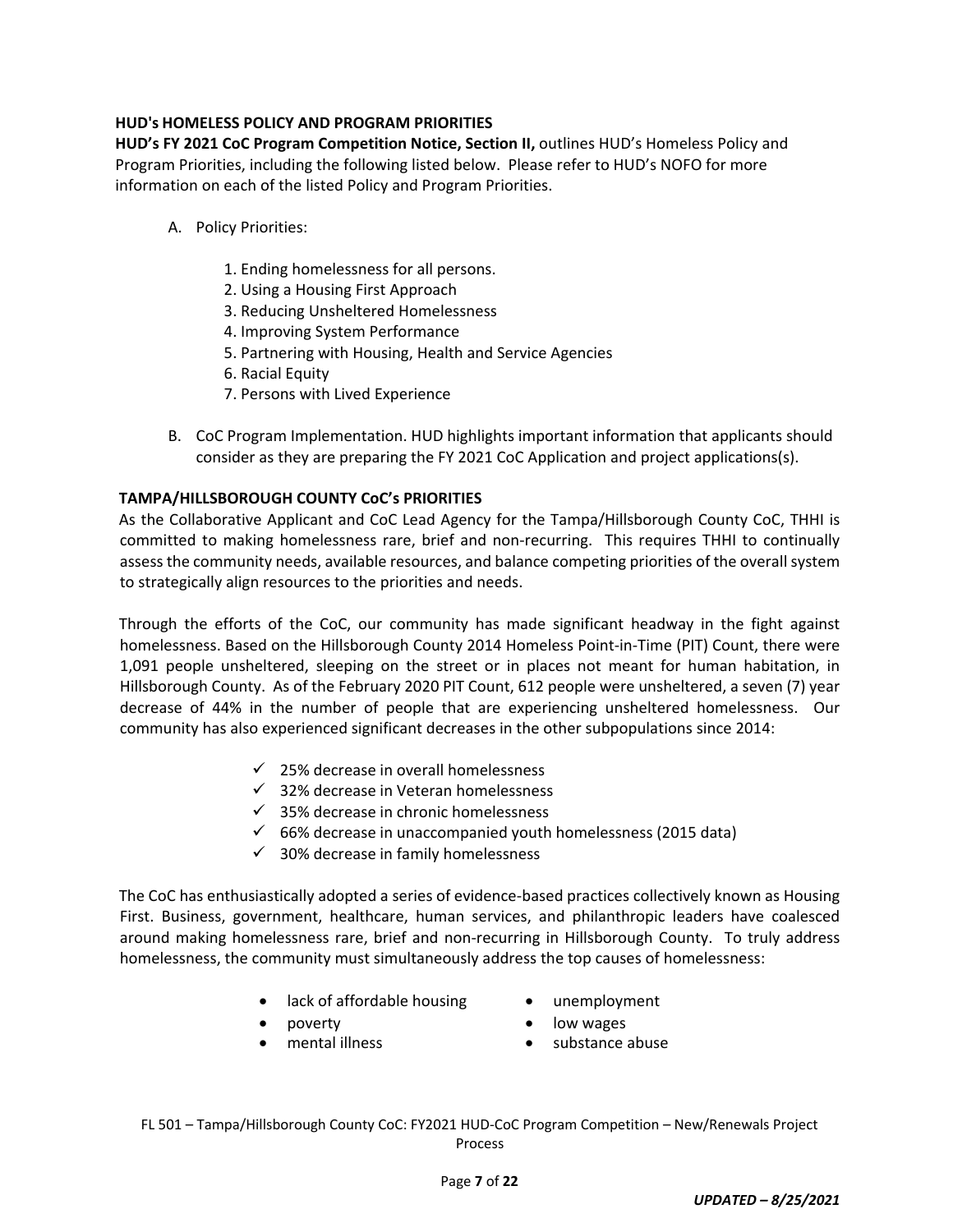## HUD's HOMELESS POLICY AND PROGRAM PRIORITIES

**HUD's FY 2021 CoC Program Competition Notice, Section II,** outlines HUD's Homeless Policy and Program Priorities, including the following listed below. Please refer to HUD's NOFO for more information on each of the listed Policy and Program Priorities.

A. Policy Priorities:

    1. Ending homelessness for all persons.
    2. Using a Housing First Approach
    3. Reducing Unsheltered Homelessness
    4. Improving System Performance
    5. Partnering with Housing, Health and Service Agencies
    6. Racial Equity
    7. Persons with Lived Experience

B. CoC Program Implementation. HUD highlights important information that applicants should consider as they are preparing the FY 2021 CoC Application and project applications(s).

## TAMPA/HILLSBOROUGH COUNTY CoC's PRIORITIES

As the Collaborative Applicant and CoC Lead Agency for the Tampa/Hillsborough County CoC, THHI is committed to making homelessness rare, brief and non-recurring. This requires THHI to continually assess the community needs, available resources, and balance competing priorities of the overall system to strategically align resources to the priorities and needs.

Through the efforts of the CoC, our community has made significant headway in the fight against homelessness. Based on the Hillsborough County 2014 Homeless Point-in-Time (PIT) Count, there were 1,091 people unsheltered, sleeping on the street or in places not meant for human habitation, in Hillsborough County. As of the February 2020 PIT Count, 612 people were unsheltered, a seven (7) year decrease of 44% in the number of people that are experiencing unsheltered homelessness. Our community has also experienced significant decreases in the other subpopulations since 2014:

- ✓ 25% decrease in overall homelessness
- ✓ 32% decrease in Veteran homelessness
- ✓ 35% decrease in chronic homelessness
- ✓ 66% decrease in unaccompanied youth homelessness (2015 data)
- ✓ 30% decrease in family homelessness

The CoC has enthusiastically adopted a series of evidence-based practices collectively known as Housing First. Business, government, healthcare, human services, and philanthropic leaders have coalesced around making homelessness rare, brief and non-recurring in Hillsborough County. To truly address homelessness, the community must simultaneously address the top causes of homelessness:

- lack of affordable housing
- poverty
- mental illness
- unemployment
- low wages
- substance abuse

FL 501 – Tampa/Hillsborough County CoC: FY2021 HUD-CoC Program Competition – New/Renewals Project Process

*UPDATED – 8/25/2021*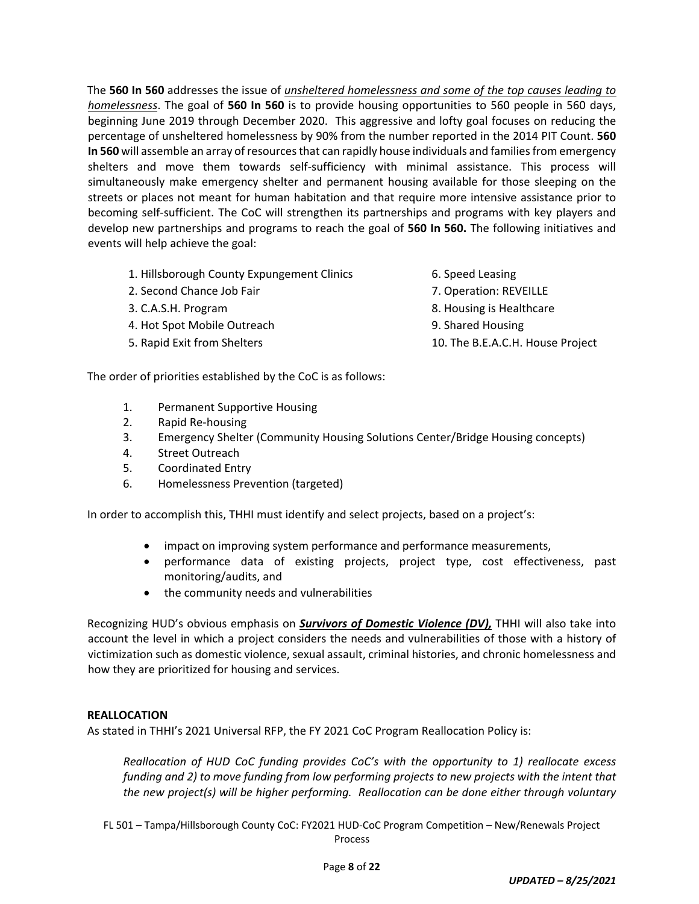The **560 In 560** addresses the issue of *unsheltered homelessness and some of the top causes leading to homelessness*. The goal of **560 In 560** is to provide housing opportunities to 560 people in 560 days, beginning June 2019 through December 2020. This aggressive and lofty goal focuses on reducing the percentage of unsheltered homelessness by 90% from the number reported in the 2014 PIT Count. **560 In 560** will assemble an array of resources that can rapidly house individuals and families from emergency shelters and move them towards self-sufficiency with minimal assistance. This process will simultaneously make emergency shelter and permanent housing available for those sleeping on the streets or places not meant for human habitation and that require more intensive assistance prior to becoming self-sufficient. The CoC will strengthen its partnerships and programs with key players and develop new partnerships and programs to reach the goal of **560 In 560.** The following initiatives and events will help achieve the goal:

1. Hillsborough County Expungement Clinics
2. Second Chance Job Fair
3. C.A.S.H. Program
4. Hot Spot Mobile Outreach
5. Rapid Exit from Shelters
6. Speed Leasing
7. Operation: REVEILLE
8. Housing is Healthcare
9. Shared Housing
10. The B.E.A.C.H. House Project

The order of priorities established by the CoC is as follows:

1. Permanent Supportive Housing
2. Rapid Re-housing
3. Emergency Shelter (Community Housing Solutions Center/Bridge Housing concepts)
4. Street Outreach
5. Coordinated Entry
6. Homelessness Prevention (targeted)

In order to accomplish this, THHI must identify and select projects, based on a project's:

- impact on improving system performance and performance measurements,
- performance data of existing projects, project type, cost effectiveness, past monitoring/audits, and
- the community needs and vulnerabilities

Recognizing HUD's obvious emphasis on ***Survivors of Domestic Violence (DV),*** THHI will also take into account the level in which a project considers the needs and vulnerabilities of those with a history of victimization such as domestic violence, sexual assault, criminal histories, and chronic homelessness and how they are prioritized for housing and services.

**REALLOCATION**

As stated in THHI's 2021 Universal RFP, the FY 2021 CoC Program Reallocation Policy is:

*Reallocation of HUD CoC funding provides CoC's with the opportunity to 1) reallocate excess funding and 2) to move funding from low performing projects to new projects with the intent that the new project(s) will be higher performing. Reallocation can be done either through voluntary*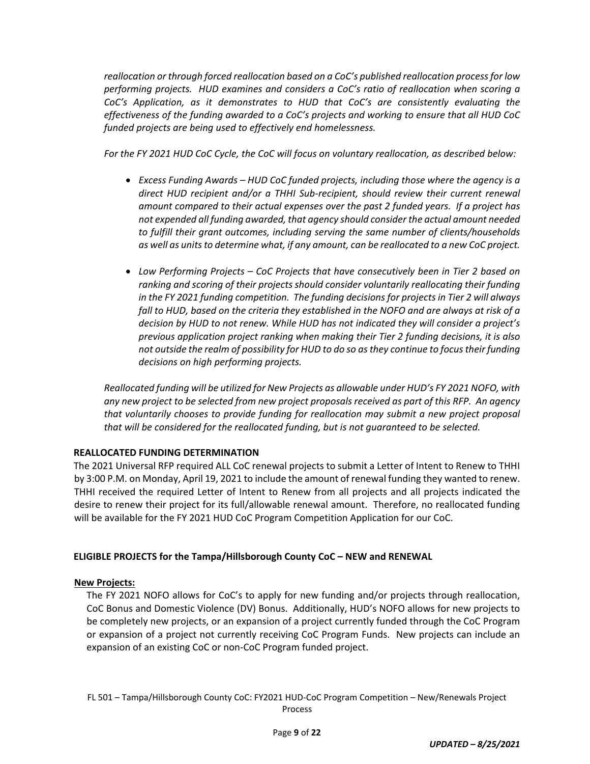*reallocation or through forced reallocation based on a CoC's published reallocation process for low performing projects. HUD examines and considers a CoC's ratio of reallocation when scoring a CoC's Application, as it demonstrates to HUD that CoC's are consistently evaluating the effectiveness of the funding awarded to a CoC's projects and working to ensure that all HUD CoC funded projects are being used to effectively end homelessness.*

*For the FY 2021 HUD CoC Cycle, the CoC will focus on voluntary reallocation, as described below:*

- *Excess Funding Awards – HUD CoC funded projects, including those where the agency is a direct HUD recipient and/or a THHI Sub-recipient, should review their current renewal amount compared to their actual expenses over the past 2 funded years. If a project has not expended all funding awarded, that agency should consider the actual amount needed to fulfill their grant outcomes, including serving the same number of clients/households as well as units to determine what, if any amount, can be reallocated to a new CoC project.*

- *Low Performing Projects – CoC Projects that have consecutively been in Tier 2 based on ranking and scoring of their projects should consider voluntarily reallocating their funding in the FY 2021 funding competition. The funding decisions for projects in Tier 2 will always fall to HUD, based on the criteria they established in the NOFO and are always at risk of a decision by HUD to not renew. While HUD has not indicated they will consider a project's previous application project ranking when making their Tier 2 funding decisions, it is also not outside the realm of possibility for HUD to do so as they continue to focus their funding decisions on high performing projects.*

*Reallocated funding will be utilized for New Projects as allowable under HUD's FY 2021 NOFO, with any new project to be selected from new project proposals received as part of this RFP. An agency that voluntarily chooses to provide funding for reallocation may submit a new project proposal that will be considered for the reallocated funding, but is not guaranteed to be selected.*

**REALLOCATED FUNDING DETERMINATION**

The 2021 Universal RFP required ALL CoC renewal projects to submit a Letter of Intent to Renew to THHI by 3:00 P.M. on Monday, April 19, 2021 to include the amount of renewal funding they wanted to renew. THHI received the required Letter of Intent to Renew from all projects and all projects indicated the desire to renew their project for its full/allowable renewal amount. Therefore, no reallocated funding will be available for the FY 2021 HUD CoC Program Competition Application for our CoC.

**ELIGIBLE PROJECTS for the Tampa/Hillsborough County CoC – NEW and RENEWAL**

**New Projects:**

The FY 2021 NOFO allows for CoC's to apply for new funding and/or projects through reallocation, CoC Bonus and Domestic Violence (DV) Bonus. Additionally, HUD's NOFO allows for new projects to be completely new projects, or an expansion of a project currently funded through the CoC Program or expansion of a project not currently receiving CoC Program Funds. New projects can include an expansion of an existing CoC or non-CoC Program funded project.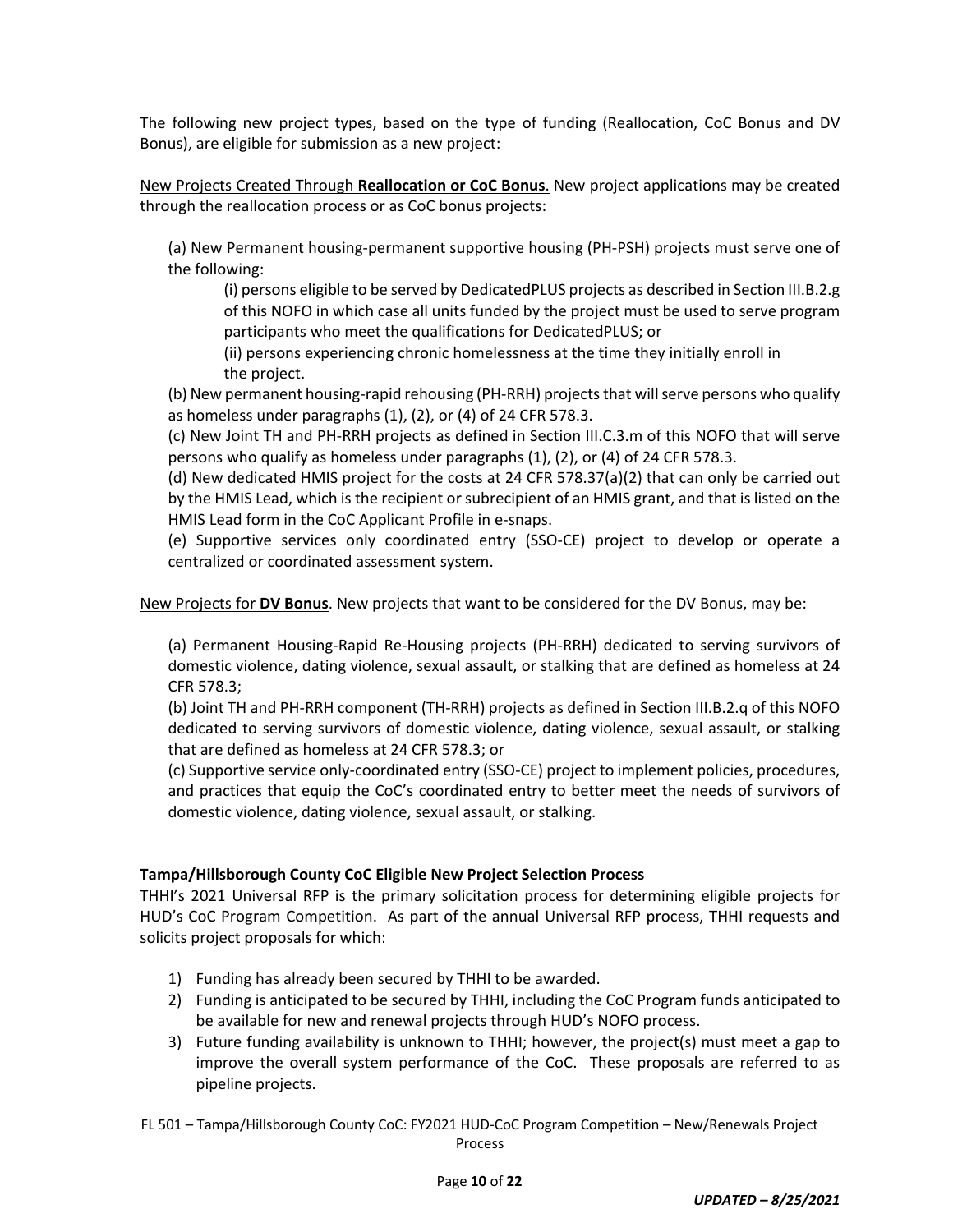The following new project types, based on the type of funding (Reallocation, CoC Bonus and DV Bonus), are eligible for submission as a new project:

<u>New Projects Created Through **Reallocation or CoC Bonus**</u>. New project applications may be created through the reallocation process or as CoC bonus projects:

(a) New Permanent housing-permanent supportive housing (PH-PSH) projects must serve one of the following:

(i) persons eligible to be served by DedicatedPLUS projects as described in Section III.B.2.g of this NOFO in which case all units funded by the project must be used to serve program participants who meet the qualifications for DedicatedPLUS; or

(ii) persons experiencing chronic homelessness at the time they initially enroll in the project.

(b) New permanent housing-rapid rehousing (PH-RRH) projects that will serve persons who qualify as homeless under paragraphs (1), (2), or (4) of 24 CFR 578.3.

(c) New Joint TH and PH-RRH projects as defined in Section III.C.3.m of this NOFO that will serve persons who qualify as homeless under paragraphs (1), (2), or (4) of 24 CFR 578.3.

(d) New dedicated HMIS project for the costs at 24 CFR 578.37(a)(2) that can only be carried out by the HMIS Lead, which is the recipient or subrecipient of an HMIS grant, and that is listed on the HMIS Lead form in the CoC Applicant Profile in e-snaps.

(e) Supportive services only coordinated entry (SSO-CE) project to develop or operate a centralized or coordinated assessment system.

<u>New Projects for **DV Bonus**</u>. New projects that want to be considered for the DV Bonus, may be:

(a) Permanent Housing-Rapid Re-Housing projects (PH-RRH) dedicated to serving survivors of domestic violence, dating violence, sexual assault, or stalking that are defined as homeless at 24 CFR 578.3;

(b) Joint TH and PH-RRH component (TH-RRH) projects as defined in Section III.B.2.q of this NOFO dedicated to serving survivors of domestic violence, dating violence, sexual assault, or stalking that are defined as homeless at 24 CFR 578.3; or

(c) Supportive service only-coordinated entry (SSO-CE) project to implement policies, procedures, and practices that equip the CoC's coordinated entry to better meet the needs of survivors of domestic violence, dating violence, sexual assault, or stalking.

**Tampa/Hillsborough County CoC Eligible New Project Selection Process**

THHI's 2021 Universal RFP is the primary solicitation process for determining eligible projects for HUD's CoC Program Competition. As part of the annual Universal RFP process, THHI requests and solicits project proposals for which:

1) Funding has already been secured by THHI to be awarded.
2) Funding is anticipated to be secured by THHI, including the CoC Program funds anticipated to be available for new and renewal projects through HUD's NOFO process.
3) Future funding availability is unknown to THHI; however, the project(s) must meet a gap to improve the overall system performance of the CoC. These proposals are referred to as pipeline projects.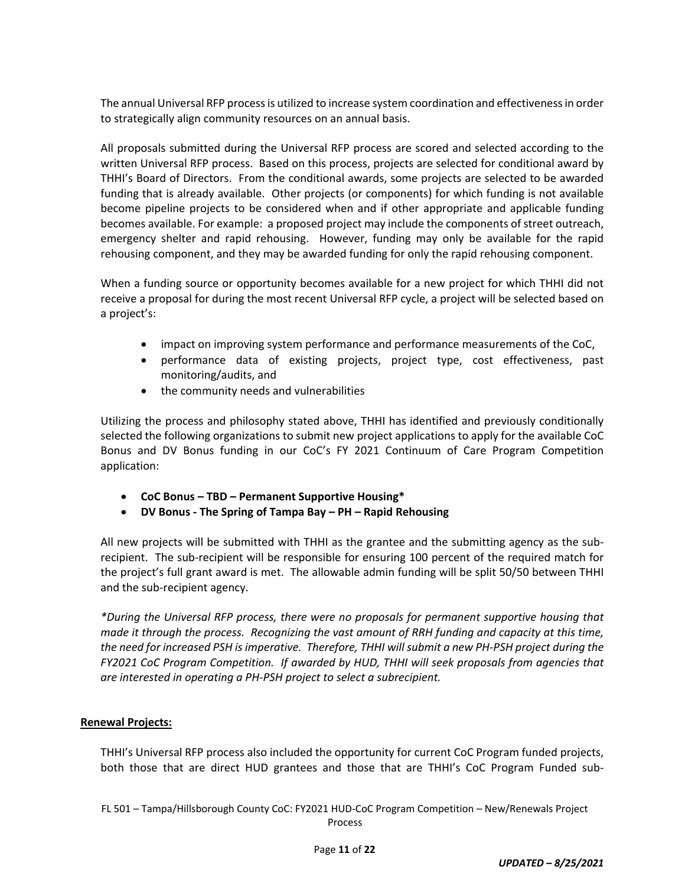The annual Universal RFP process is utilized to increase system coordination and effectiveness in order to strategically align community resources on an annual basis.

All proposals submitted during the Universal RFP process are scored and selected according to the written Universal RFP process. Based on this process, projects are selected for conditional award by THHI's Board of Directors. From the conditional awards, some projects are selected to be awarded funding that is already available. Other projects (or components) for which funding is not available become pipeline projects to be considered when and if other appropriate and applicable funding becomes available. For example: a proposed project may include the components of street outreach, emergency shelter and rapid rehousing. However, funding may only be available for the rapid rehousing component, and they may be awarded funding for only the rapid rehousing component.

When a funding source or opportunity becomes available for a new project for which THHI did not receive a proposal for during the most recent Universal RFP cycle, a project will be selected based on a project's:

- impact on improving system performance and performance measurements of the CoC,
- performance data of existing projects, project type, cost effectiveness, past monitoring/audits, and
- the community needs and vulnerabilities

Utilizing the process and philosophy stated above, THHI has identified and previously conditionally selected the following organizations to submit new project applications to apply for the available CoC Bonus and DV Bonus funding in our CoC's FY 2021 Continuum of Care Program Competition application:

- **CoC Bonus – TBD – Permanent Supportive Housing***
- **DV Bonus - The Spring of Tampa Bay – PH – Rapid Rehousing**

All new projects will be submitted with THHI as the grantee and the submitting agency as the sub-recipient. The sub-recipient will be responsible for ensuring 100 percent of the required match for the project's full grant award is met. The allowable admin funding will be split 50/50 between THHI and the sub-recipient agency.

*\*During the Universal RFP process, there were no proposals for permanent supportive housing that made it through the process. Recognizing the vast amount of RRH funding and capacity at this time, the need for increased PSH is imperative. Therefore, THHI will submit a new PH-PSH project during the FY2021 CoC Program Competition. If awarded by HUD, THHI will seek proposals from agencies that are interested in operating a PH-PSH project to select a subrecipient.*

**Renewal Projects:**

THHI's Universal RFP process also included the opportunity for current CoC Program funded projects, both those that are direct HUD grantees and those that are THHI's CoC Program Funded sub-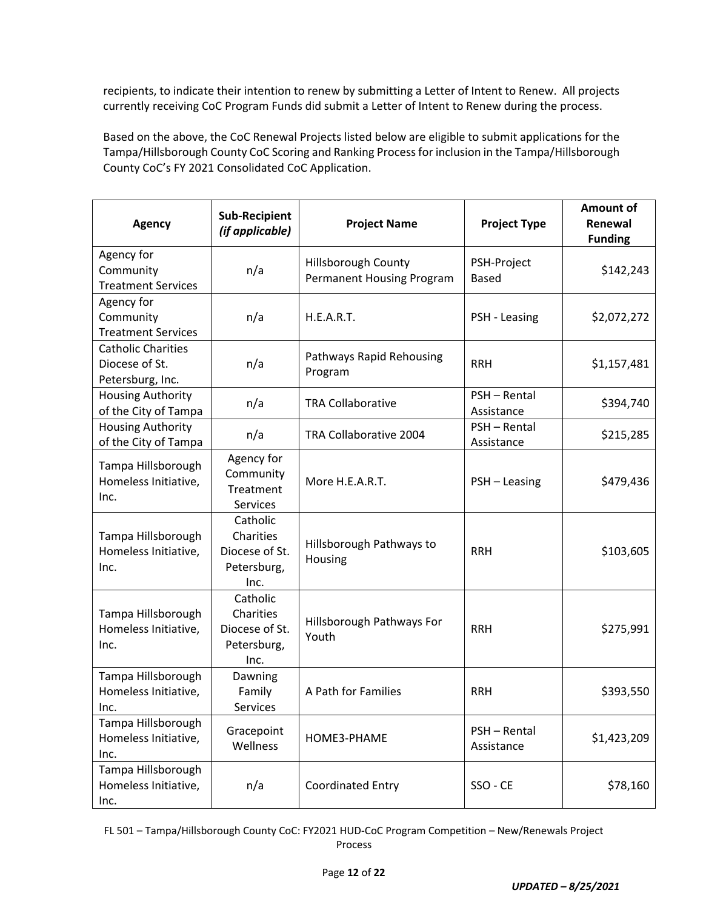recipients, to indicate their intention to renew by submitting a Letter of Intent to Renew. All projects currently receiving CoC Program Funds did submit a Letter of Intent to Renew during the process.

Based on the above, the CoC Renewal Projects listed below are eligible to submit applications for the Tampa/Hillsborough County CoC Scoring and Ranking Process for inclusion in the Tampa/Hillsborough County CoC's FY 2021 Consolidated CoC Application.

| Agency | Sub-Recipient *(if applicable)* | Project Name | Project Type | Amount of Renewal Funding |
|---|---|---|---|---|
| Agency for Community Treatment Services | n/a | Hillsborough County Permanent Housing Program | PSH-Project Based | $142,243 |
| Agency for Community Treatment Services | n/a | H.E.A.R.T. | PSH - Leasing | $2,072,272 |
| Catholic Charities Diocese of St. Petersburg, Inc. | n/a | Pathways Rapid Rehousing Program | RRH | $1,157,481 |
| Housing Authority of the City of Tampa | n/a | TRA Collaborative | PSH – Rental Assistance | $394,740 |
| Housing Authority of the City of Tampa | n/a | TRA Collaborative 2004 | PSH – Rental Assistance | $215,285 |
| Tampa Hillsborough Homeless Initiative, Inc. | Agency for Community Treatment Services | More H.E.A.R.T. | PSH – Leasing | $479,436 |
| Tampa Hillsborough Homeless Initiative, Inc. | Catholic Charities Diocese of St. Petersburg, Inc. | Hillsborough Pathways to Housing | RRH | $103,605 |
| Tampa Hillsborough Homeless Initiative, Inc. | Catholic Charities Diocese of St. Petersburg, Inc. | Hillsborough Pathways For Youth | RRH | $275,991 |
| Tampa Hillsborough Homeless Initiative, Inc. | Dawning Family Services | A Path for Families | RRH | $393,550 |
| Tampa Hillsborough Homeless Initiative, Inc. | Gracepoint Wellness | HOME3-PHAME | PSH – Rental Assistance | $1,423,209 |
| Tampa Hillsborough Homeless Initiative, Inc. | n/a | Coordinated Entry | SSO - CE | $78,160 |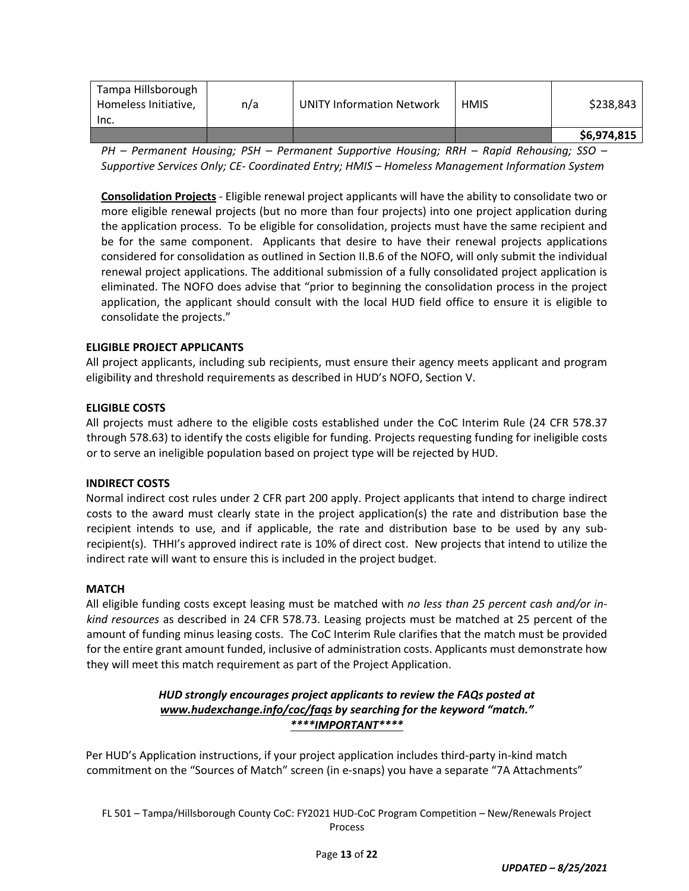| Tampa Hillsborough Homeless Initiative, Inc. | n/a | UNITY Information Network | HMIS | $238,843 |
|---|---|---|---|---|
| | | | | **$6,974,815** |

*PH – Permanent Housing; PSH – Permanent Supportive Housing; RRH – Rapid Rehousing; SSO – Supportive Services Only; CE- Coordinated Entry; HMIS – Homeless Management Information System*

**Consolidation Projects** - Eligible renewal project applicants will have the ability to consolidate two or more eligible renewal projects (but no more than four projects) into one project application during the application process. To be eligible for consolidation, projects must have the same recipient and be for the same component. Applicants that desire to have their renewal projects applications considered for consolidation as outlined in Section II.B.6 of the NOFO, will only submit the individual renewal project applications. The additional submission of a fully consolidated project application is eliminated. The NOFO does advise that "prior to beginning the consolidation process in the project application, the applicant should consult with the local HUD field office to ensure it is eligible to consolidate the projects."

### ELIGIBLE PROJECT APPLICANTS

All project applicants, including sub recipients, must ensure their agency meets applicant and program eligibility and threshold requirements as described in HUD's NOFO, Section V.

### ELIGIBLE COSTS

All projects must adhere to the eligible costs established under the CoC Interim Rule (24 CFR 578.37 through 578.63) to identify the costs eligible for funding. Projects requesting funding for ineligible costs or to serve an ineligible population based on project type will be rejected by HUD.

### INDIRECT COSTS

Normal indirect cost rules under 2 CFR part 200 apply. Project applicants that intend to charge indirect costs to the award must clearly state in the project application(s) the rate and distribution base the recipient intends to use, and if applicable, the rate and distribution base to be used by any sub-recipient(s). THHI's approved indirect rate is 10% of direct cost. New projects that intend to utilize the indirect rate will want to ensure this is included in the project budget.

### MATCH

All eligible funding costs except leasing must be matched with *no less than 25 percent cash and/or in-kind resources* as described in 24 CFR 578.73. Leasing projects must be matched at 25 percent of the amount of funding minus leasing costs. The CoC Interim Rule clarifies that the match must be provided for the entire grant amount funded, inclusive of administration costs. Applicants must demonstrate how they will meet this match requirement as part of the Project Application.

***HUD strongly encourages project applicants to review the FAQs posted at www.hudexchange.info/coc/faqs by searching for the keyword "match."***
***\*\*\*\*IMPORTANT\*\*\*\****

Per HUD's Application instructions, if your project application includes third-party in-kind match commitment on the "Sources of Match" screen (in e-snaps) you have a separate "7A Attachments"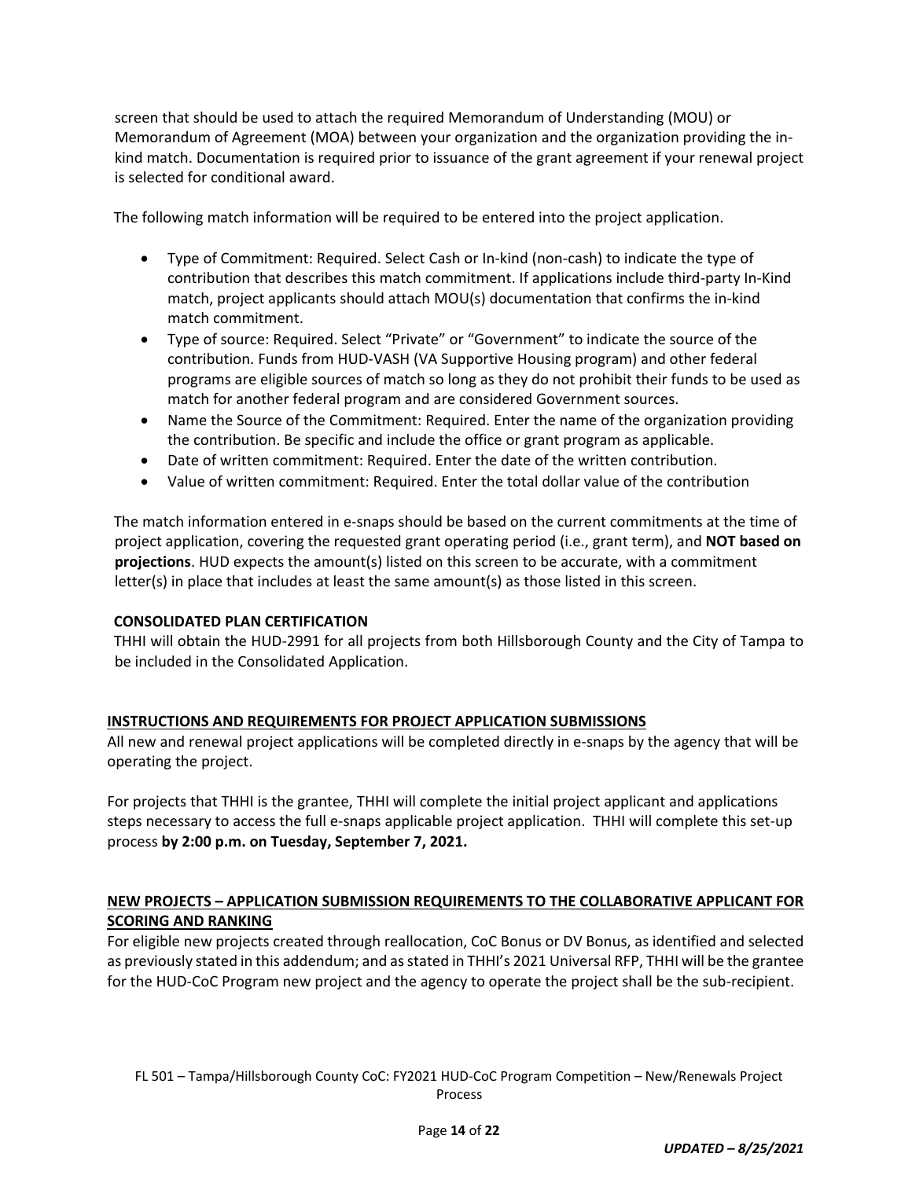screen that should be used to attach the required Memorandum of Understanding (MOU) or Memorandum of Agreement (MOA) between your organization and the organization providing the in-kind match. Documentation is required prior to issuance of the grant agreement if your renewal project is selected for conditional award.

The following match information will be required to be entered into the project application.

- Type of Commitment: Required. Select Cash or In-kind (non-cash) to indicate the type of contribution that describes this match commitment. If applications include third-party In-Kind match, project applicants should attach MOU(s) documentation that confirms the in-kind match commitment.
- Type of source: Required. Select "Private" or "Government" to indicate the source of the contribution. Funds from HUD-VASH (VA Supportive Housing program) and other federal programs are eligible sources of match so long as they do not prohibit their funds to be used as match for another federal program and are considered Government sources.
- Name the Source of the Commitment: Required. Enter the name of the organization providing the contribution. Be specific and include the office or grant program as applicable.
- Date of written commitment: Required. Enter the date of the written contribution.
- Value of written commitment: Required. Enter the total dollar value of the contribution

The match information entered in e-snaps should be based on the current commitments at the time of project application, covering the requested grant operating period (i.e., grant term), and **NOT based on projections**. HUD expects the amount(s) listed on this screen to be accurate, with a commitment letter(s) in place that includes at least the same amount(s) as those listed in this screen.

**CONSOLIDATED PLAN CERTIFICATION**

THHI will obtain the HUD-2991 for all projects from both Hillsborough County and the City of Tampa to be included in the Consolidated Application.

## INSTRUCTIONS AND REQUIREMENTS FOR PROJECT APPLICATION SUBMISSIONS

All new and renewal project applications will be completed directly in e-snaps by the agency that will be operating the project.

For projects that THHI is the grantee, THHI will complete the initial project applicant and applications steps necessary to access the full e-snaps applicable project application. THHI will complete this set-up process **by 2:00 p.m. on Tuesday, September 7, 2021.**

## NEW PROJECTS – APPLICATION SUBMISSION REQUIREMENTS TO THE COLLABORATIVE APPLICANT FOR SCORING AND RANKING

For eligible new projects created through reallocation, CoC Bonus or DV Bonus, as identified and selected as previously stated in this addendum; and as stated in THHI's 2021 Universal RFP, THHI will be the grantee for the HUD-CoC Program new project and the agency to operate the project shall be the sub-recipient.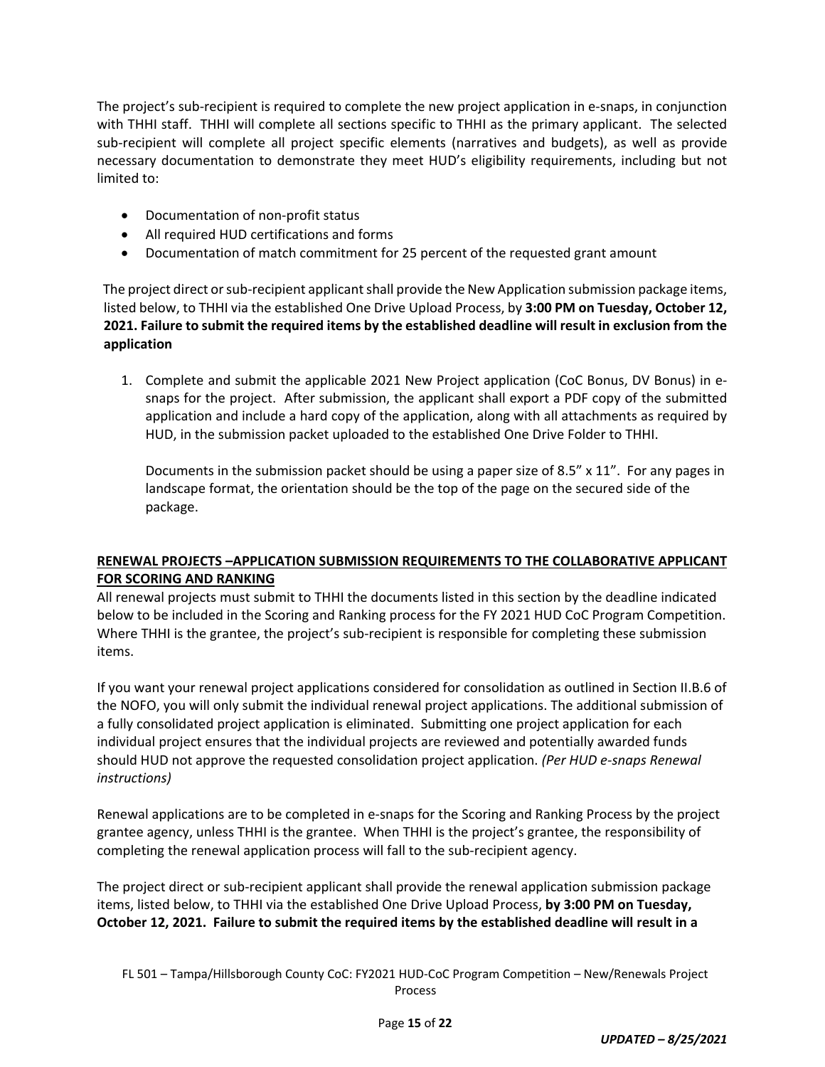The project's sub-recipient is required to complete the new project application in e-snaps, in conjunction with THHI staff. THHI will complete all sections specific to THHI as the primary applicant. The selected sub-recipient will complete all project specific elements (narratives and budgets), as well as provide necessary documentation to demonstrate they meet HUD's eligibility requirements, including but not limited to:

- Documentation of non-profit status
- All required HUD certifications and forms
- Documentation of match commitment for 25 percent of the requested grant amount

The project direct or sub-recipient applicant shall provide the New Application submission package items, listed below, to THHI via the established One Drive Upload Process, by **3:00 PM on Tuesday, October 12, 2021. Failure to submit the required items by the established deadline will result in exclusion from the application**

1. Complete and submit the applicable 2021 New Project application (CoC Bonus, DV Bonus) in e-snaps for the project. After submission, the applicant shall export a PDF copy of the submitted application and include a hard copy of the application, along with all attachments as required by HUD, in the submission packet uploaded to the established One Drive Folder to THHI.

   Documents in the submission packet should be using a paper size of 8.5" x 11". For any pages in landscape format, the orientation should be the top of the page on the secured side of the package.

**RENEWAL PROJECTS –APPLICATION SUBMISSION REQUIREMENTS TO THE COLLABORATIVE APPLICANT FOR SCORING AND RANKING**

All renewal projects must submit to THHI the documents listed in this section by the deadline indicated below to be included in the Scoring and Ranking process for the FY 2021 HUD CoC Program Competition. Where THHI is the grantee, the project's sub-recipient is responsible for completing these submission items.

If you want your renewal project applications considered for consolidation as outlined in Section II.B.6 of the NOFO, you will only submit the individual renewal project applications. The additional submission of a fully consolidated project application is eliminated. Submitting one project application for each individual project ensures that the individual projects are reviewed and potentially awarded funds should HUD not approve the requested consolidation project application. *(Per HUD e-snaps Renewal instructions)*

Renewal applications are to be completed in e-snaps for the Scoring and Ranking Process by the project grantee agency, unless THHI is the grantee. When THHI is the project's grantee, the responsibility of completing the renewal application process will fall to the sub-recipient agency.

The project direct or sub-recipient applicant shall provide the renewal application submission package items, listed below, to THHI via the established One Drive Upload Process, **by 3:00 PM on Tuesday, October 12, 2021. Failure to submit the required items by the established deadline will result in a**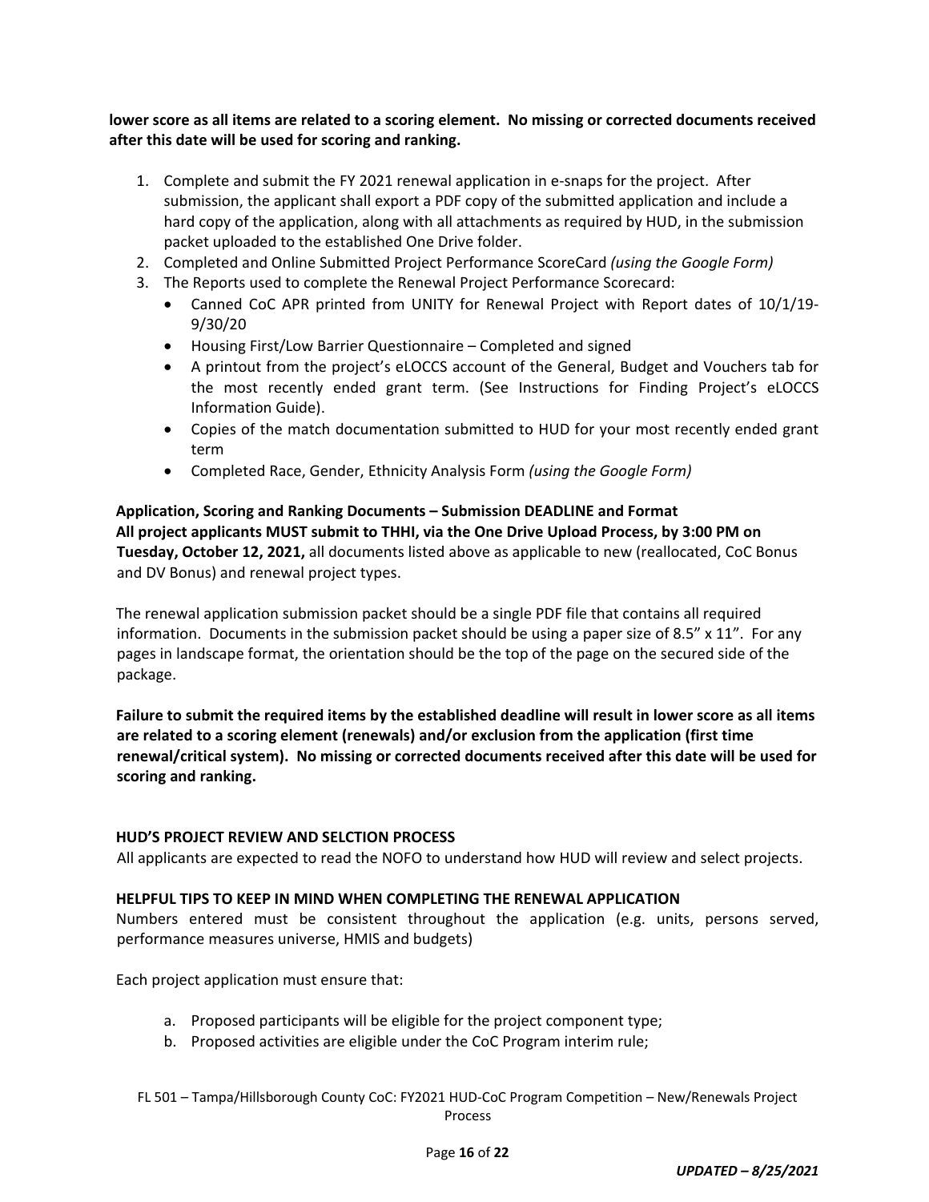**lower score as all items are related to a scoring element. No missing or corrected documents received after this date will be used for scoring and ranking.**

1. Complete and submit the FY 2021 renewal application in e-snaps for the project. After submission, the applicant shall export a PDF copy of the submitted application and include a hard copy of the application, along with all attachments as required by HUD, in the submission packet uploaded to the established One Drive folder.
2. Completed and Online Submitted Project Performance ScoreCard *(using the Google Form)*
3. The Reports used to complete the Renewal Project Performance Scorecard:
   - Canned CoC APR printed from UNITY for Renewal Project with Report dates of 10/1/19-9/30/20
   - Housing First/Low Barrier Questionnaire – Completed and signed
   - A printout from the project's eLOCCS account of the General, Budget and Vouchers tab for the most recently ended grant term. (See Instructions for Finding Project's eLOCCS Information Guide).
   - Copies of the match documentation submitted to HUD for your most recently ended grant term
   - Completed Race, Gender, Ethnicity Analysis Form *(using the Google Form)*

**Application, Scoring and Ranking Documents – Submission DEADLINE and Format**
**All project applicants MUST submit to THHI, via the One Drive Upload Process, by 3:00 PM on Tuesday, October 12, 2021,** all documents listed above as applicable to new (reallocated, CoC Bonus and DV Bonus) and renewal project types.

The renewal application submission packet should be a single PDF file that contains all required information. Documents in the submission packet should be using a paper size of 8.5" x 11". For any pages in landscape format, the orientation should be the top of the page on the secured side of the package.

**Failure to submit the required items by the established deadline will result in lower score as all items are related to a scoring element (renewals) and/or exclusion from the application (first time renewal/critical system). No missing or corrected documents received after this date will be used for scoring and ranking.**

**HUD'S PROJECT REVIEW AND SELCTION PROCESS**
All applicants are expected to read the NOFO to understand how HUD will review and select projects.

**HELPFUL TIPS TO KEEP IN MIND WHEN COMPLETING THE RENEWAL APPLICATION**
Numbers entered must be consistent throughout the application (e.g. units, persons served, performance measures universe, HMIS and budgets)

Each project application must ensure that:

a. Proposed participants will be eligible for the project component type;
b. Proposed activities are eligible under the CoC Program interim rule;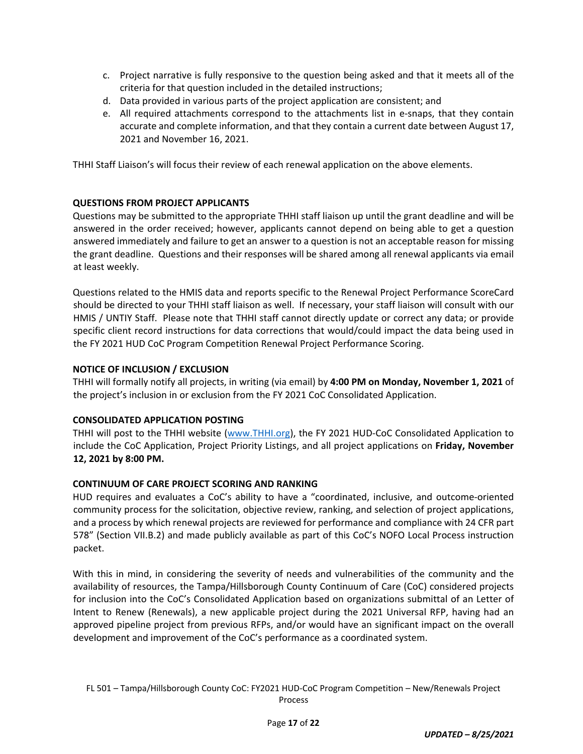c. Project narrative is fully responsive to the question being asked and that it meets all of the criteria for that question included in the detailed instructions;
d. Data provided in various parts of the project application are consistent; and
e. All required attachments correspond to the attachments list in e-snaps, that they contain accurate and complete information, and that they contain a current date between August 17, 2021 and November 16, 2021.

THHI Staff Liaison's will focus their review of each renewal application on the above elements.

**QUESTIONS FROM PROJECT APPLICANTS**

Questions may be submitted to the appropriate THHI staff liaison up until the grant deadline and will be answered in the order received; however, applicants cannot depend on being able to get a question answered immediately and failure to get an answer to a question is not an acceptable reason for missing the grant deadline. Questions and their responses will be shared among all renewal applicants via email at least weekly.

Questions related to the HMIS data and reports specific to the Renewal Project Performance ScoreCard should be directed to your THHI staff liaison as well. If necessary, your staff liaison will consult with our HMIS / UNTIY Staff. Please note that THHI staff cannot directly update or correct any data; or provide specific client record instructions for data corrections that would/could impact the data being used in the FY 2021 HUD CoC Program Competition Renewal Project Performance Scoring.

**NOTICE OF INCLUSION / EXCLUSION**

THHI will formally notify all projects, in writing (via email) by **4:00 PM on Monday, November 1, 2021** of the project's inclusion in or exclusion from the FY 2021 CoC Consolidated Application.

**CONSOLIDATED APPLICATION POSTING**

THHI will post to the THHI website (www.THHI.org), the FY 2021 HUD-CoC Consolidated Application to include the CoC Application, Project Priority Listings, and all project applications on **Friday, November 12, 2021 by 8:00 PM.**

**CONTINUUM OF CARE PROJECT SCORING AND RANKING**

HUD requires and evaluates a CoC's ability to have a "coordinated, inclusive, and outcome-oriented community process for the solicitation, objective review, ranking, and selection of project applications, and a process by which renewal projects are reviewed for performance and compliance with 24 CFR part 578" (Section VII.B.2) and made publicly available as part of this CoC's NOFO Local Process instruction packet.

With this in mind, in considering the severity of needs and vulnerabilities of the community and the availability of resources, the Tampa/Hillsborough County Continuum of Care (CoC) considered projects for inclusion into the CoC's Consolidated Application based on organizations submittal of an Letter of Intent to Renew (Renewals), a new applicable project during the 2021 Universal RFP, having had an approved pipeline project from previous RFPs, and/or would have an significant impact on the overall development and improvement of the CoC's performance as a coordinated system.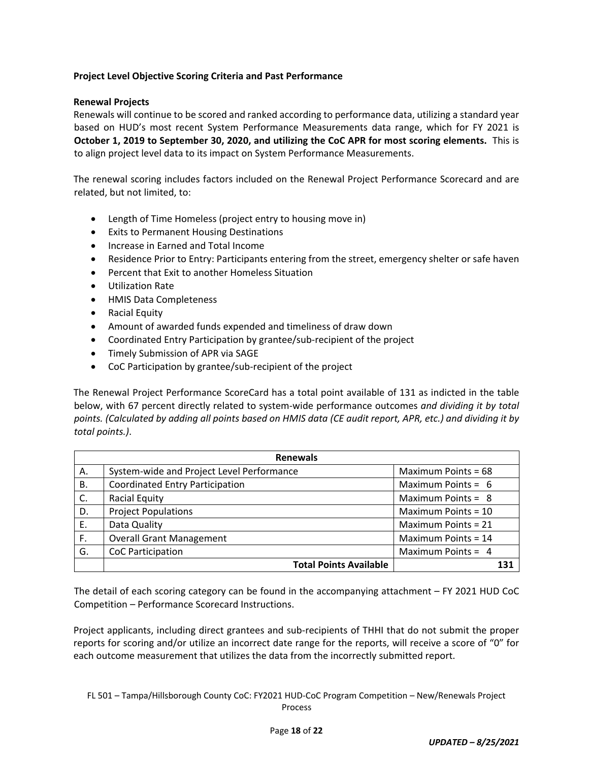**Project Level Objective Scoring Criteria and Past Performance**

**Renewal Projects**

Renewals will continue to be scored and ranked according to performance data, utilizing a standard year based on HUD's most recent System Performance Measurements data range, which for FY 2021 is **October 1, 2019 to September 30, 2020, and utilizing the CoC APR for most scoring elements.** This is to align project level data to its impact on System Performance Measurements.

The renewal scoring includes factors included on the Renewal Project Performance Scorecard and are related, but not limited, to:

- Length of Time Homeless (project entry to housing move in)
- Exits to Permanent Housing Destinations
- Increase in Earned and Total Income
- Residence Prior to Entry: Participants entering from the street, emergency shelter or safe haven
- Percent that Exit to another Homeless Situation
- Utilization Rate
- HMIS Data Completeness
- Racial Equity
- Amount of awarded funds expended and timeliness of draw down
- Coordinated Entry Participation by grantee/sub-recipient of the project
- Timely Submission of APR via SAGE
- CoC Participation by grantee/sub-recipient of the project

The Renewal Project Performance ScoreCard has a total point available of 131 as indicted in the table below, with 67 percent directly related to system-wide performance outcomes *and dividing it by total points. (Calculated by adding all points based on HMIS data (CE audit report, APR, etc.) and dividing it by total points.)*.

| Renewals | | |
|---|---|---|
| A. | System-wide and Project Level Performance | Maximum Points = 68 |
| B. | Coordinated Entry Participation | Maximum Points = 6 |
| C. | Racial Equity | Maximum Points = 8 |
| D. | Project Populations | Maximum Points = 10 |
| E. | Data Quality | Maximum Points = 21 |
| F. | Overall Grant Management | Maximum Points = 14 |
| G. | CoC Participation | Maximum Points = 4 |
| | **Total Points Available** | **131** |

The detail of each scoring category can be found in the accompanying attachment – FY 2021 HUD CoC Competition – Performance Scorecard Instructions.

Project applicants, including direct grantees and sub-recipients of THHI that do not submit the proper reports for scoring and/or utilize an incorrect date range for the reports, will receive a score of "0" for each outcome measurement that utilizes the data from the incorrectly submitted report.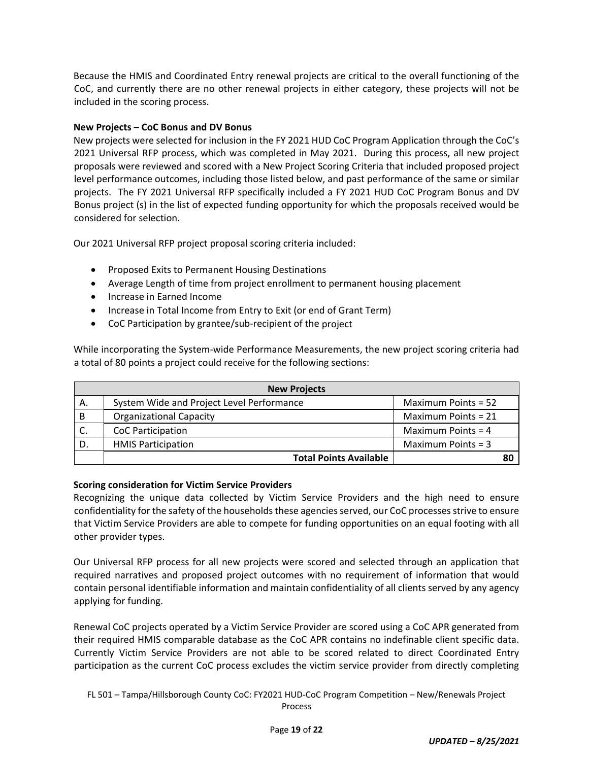Because the HMIS and Coordinated Entry renewal projects are critical to the overall functioning of the CoC, and currently there are no other renewal projects in either category, these projects will not be included in the scoring process.

**New Projects – CoC Bonus and DV Bonus**

New projects were selected for inclusion in the FY 2021 HUD CoC Program Application through the CoC's 2021 Universal RFP process, which was completed in May 2021. During this process, all new project proposals were reviewed and scored with a New Project Scoring Criteria that included proposed project level performance outcomes, including those listed below, and past performance of the same or similar projects. The FY 2021 Universal RFP specifically included a FY 2021 HUD CoC Program Bonus and DV Bonus project (s) in the list of expected funding opportunity for which the proposals received would be considered for selection.

Our 2021 Universal RFP project proposal scoring criteria included:

- Proposed Exits to Permanent Housing Destinations
- Average Length of time from project enrollment to permanent housing placement
- Increase in Earned Income
- Increase in Total Income from Entry to Exit (or end of Grant Term)
- CoC Participation by grantee/sub-recipient of the project

While incorporating the System-wide Performance Measurements, the new project scoring criteria had a total of 80 points a project could receive for the following sections:

| New Projects | | |
|---|---|---|
| A. | System Wide and Project Level Performance | Maximum Points = 52 |
| B | Organizational Capacity | Maximum Points = 21 |
| C. | CoC Participation | Maximum Points = 4 |
| D. | HMIS Participation | Maximum Points = 3 |
| | **Total Points Available** | **80** |

**Scoring consideration for Victim Service Providers**

Recognizing the unique data collected by Victim Service Providers and the high need to ensure confidentiality for the safety of the households these agencies served, our CoC processes strive to ensure that Victim Service Providers are able to compete for funding opportunities on an equal footing with all other provider types.

Our Universal RFP process for all new projects were scored and selected through an application that required narratives and proposed project outcomes with no requirement of information that would contain personal identifiable information and maintain confidentiality of all clients served by any agency applying for funding.

Renewal CoC projects operated by a Victim Service Provider are scored using a CoC APR generated from their required HMIS comparable database as the CoC APR contains no indefinable client specific data. Currently Victim Service Providers are not able to be scored related to direct Coordinated Entry participation as the current CoC process excludes the victim service provider from directly completing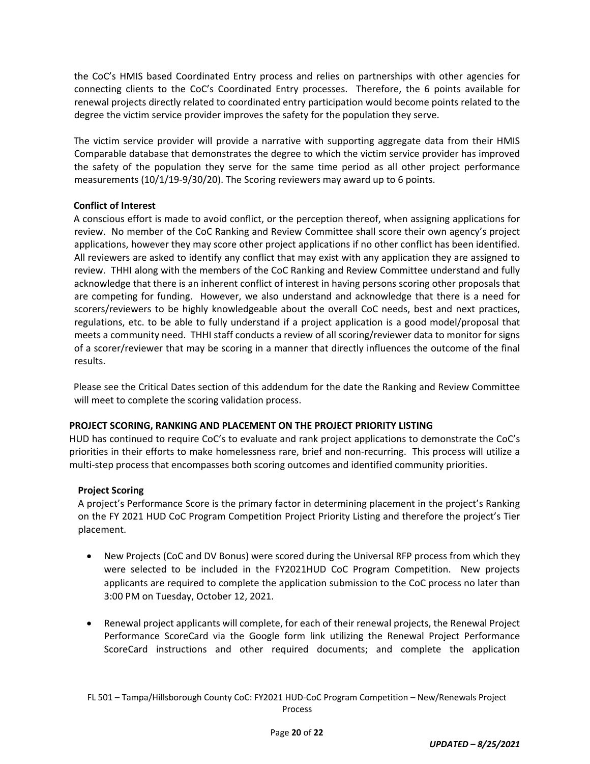the CoC's HMIS based Coordinated Entry process and relies on partnerships with other agencies for connecting clients to the CoC's Coordinated Entry processes. Therefore, the 6 points available for renewal projects directly related to coordinated entry participation would become points related to the degree the victim service provider improves the safety for the population they serve.

The victim service provider will provide a narrative with supporting aggregate data from their HMIS Comparable database that demonstrates the degree to which the victim service provider has improved the safety of the population they serve for the same time period as all other project performance measurements (10/1/19-9/30/20). The Scoring reviewers may award up to 6 points.

**Conflict of Interest**

A conscious effort is made to avoid conflict, or the perception thereof, when assigning applications for review. No member of the CoC Ranking and Review Committee shall score their own agency's project applications, however they may score other project applications if no other conflict has been identified. All reviewers are asked to identify any conflict that may exist with any application they are assigned to review. THHI along with the members of the CoC Ranking and Review Committee understand and fully acknowledge that there is an inherent conflict of interest in having persons scoring other proposals that are competing for funding. However, we also understand and acknowledge that there is a need for scorers/reviewers to be highly knowledgeable about the overall CoC needs, best and next practices, regulations, etc. to be able to fully understand if a project application is a good model/proposal that meets a community need. THHI staff conducts a review of all scoring/reviewer data to monitor for signs of a scorer/reviewer that may be scoring in a manner that directly influences the outcome of the final results.

Please see the Critical Dates section of this addendum for the date the Ranking and Review Committee will meet to complete the scoring validation process.

## PROJECT SCORING, RANKING AND PLACEMENT ON THE PROJECT PRIORITY LISTING

HUD has continued to require CoC's to evaluate and rank project applications to demonstrate the CoC's priorities in their efforts to make homelessness rare, brief and non-recurring. This process will utilize a multi-step process that encompasses both scoring outcomes and identified community priorities.

### Project Scoring

A project's Performance Score is the primary factor in determining placement in the project's Ranking on the FY 2021 HUD CoC Program Competition Project Priority Listing and therefore the project's Tier placement.

- New Projects (CoC and DV Bonus) were scored during the Universal RFP process from which they were selected to be included in the FY2021HUD CoC Program Competition. New projects applicants are required to complete the application submission to the CoC process no later than 3:00 PM on Tuesday, October 12, 2021.

- Renewal project applicants will complete, for each of their renewal projects, the Renewal Project Performance ScoreCard via the Google form link utilizing the Renewal Project Performance ScoreCard instructions and other required documents; and complete the application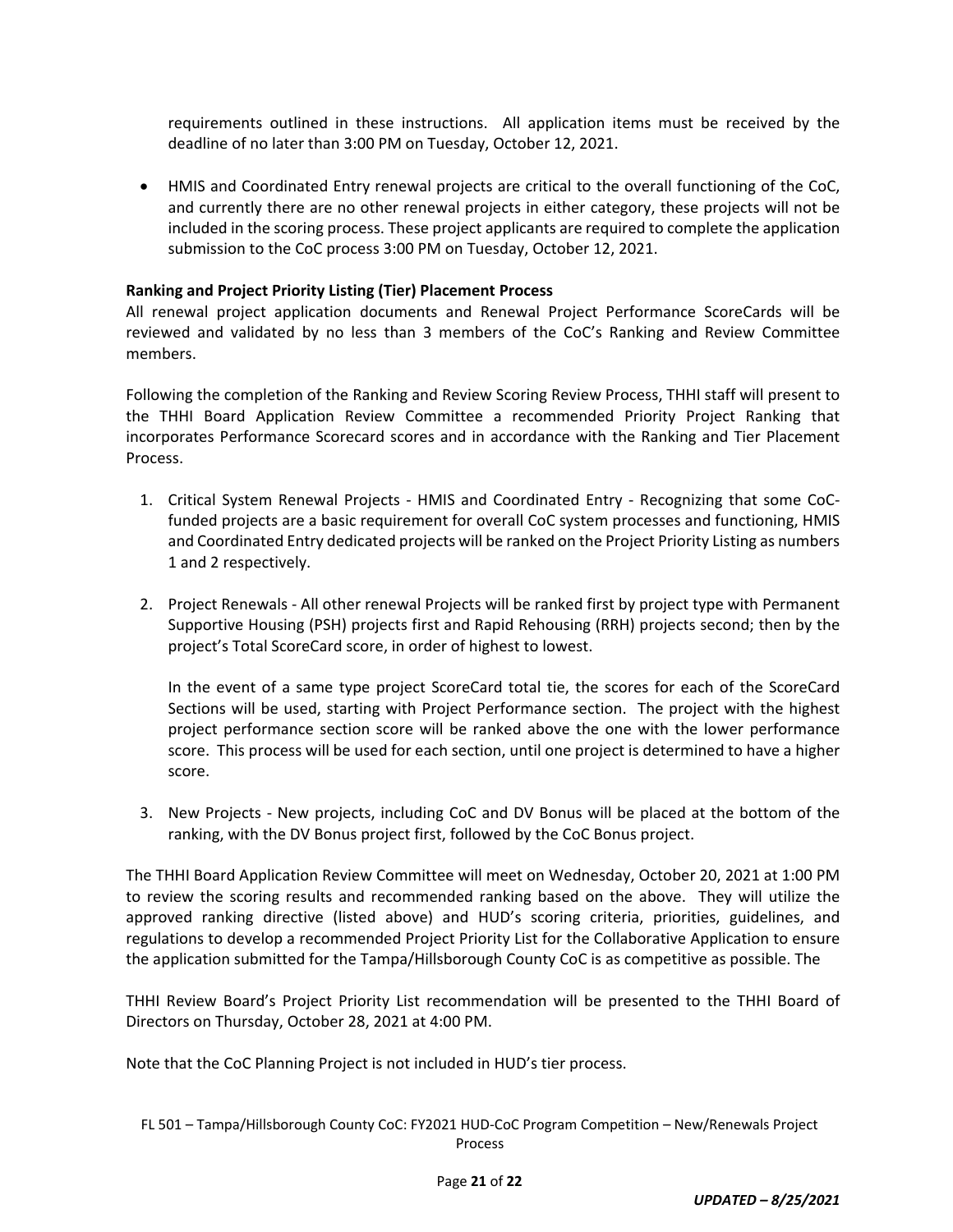requirements outlined in these instructions. All application items must be received by the deadline of no later than 3:00 PM on Tuesday, October 12, 2021.

- HMIS and Coordinated Entry renewal projects are critical to the overall functioning of the CoC, and currently there are no other renewal projects in either category, these projects will not be included in the scoring process. These project applicants are required to complete the application submission to the CoC process 3:00 PM on Tuesday, October 12, 2021.

**Ranking and Project Priority Listing (Tier) Placement Process**

All renewal project application documents and Renewal Project Performance ScoreCards will be reviewed and validated by no less than 3 members of the CoC's Ranking and Review Committee members.

Following the completion of the Ranking and Review Scoring Review Process, THHI staff will present to the THHI Board Application Review Committee a recommended Priority Project Ranking that incorporates Performance Scorecard scores and in accordance with the Ranking and Tier Placement Process.

1. Critical System Renewal Projects - HMIS and Coordinated Entry - Recognizing that some CoC-funded projects are a basic requirement for overall CoC system processes and functioning, HMIS and Coordinated Entry dedicated projects will be ranked on the Project Priority Listing as numbers 1 and 2 respectively.

2. Project Renewals - All other renewal Projects will be ranked first by project type with Permanent Supportive Housing (PSH) projects first and Rapid Rehousing (RRH) projects second; then by the project's Total ScoreCard score, in order of highest to lowest.

   In the event of a same type project ScoreCard total tie, the scores for each of the ScoreCard Sections will be used, starting with Project Performance section. The project with the highest project performance section score will be ranked above the one with the lower performance score. This process will be used for each section, until one project is determined to have a higher score.

3. New Projects - New projects, including CoC and DV Bonus will be placed at the bottom of the ranking, with the DV Bonus project first, followed by the CoC Bonus project.

The THHI Board Application Review Committee will meet on Wednesday, October 20, 2021 at 1:00 PM to review the scoring results and recommended ranking based on the above. They will utilize the approved ranking directive (listed above) and HUD's scoring criteria, priorities, guidelines, and regulations to develop a recommended Project Priority List for the Collaborative Application to ensure the application submitted for the Tampa/Hillsborough County CoC is as competitive as possible. The

THHI Review Board's Project Priority List recommendation will be presented to the THHI Board of Directors on Thursday, October 28, 2021 at 4:00 PM.

Note that the CoC Planning Project is not included in HUD's tier process.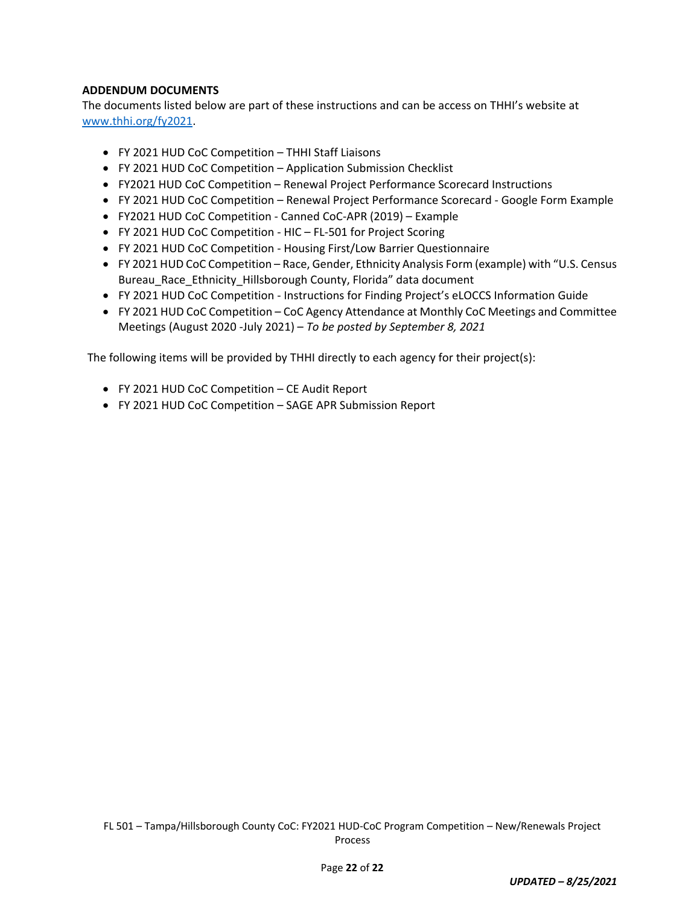**ADDENDUM DOCUMENTS**

The documents listed below are part of these instructions and can be access on THHI's website at [www.thhi.org/fy2021](http://www.thhi.org/fy2021).

- FY 2021 HUD CoC Competition – THHI Staff Liaisons
- FY 2021 HUD CoC Competition – Application Submission Checklist
- FY2021 HUD CoC Competition – Renewal Project Performance Scorecard Instructions
- FY 2021 HUD CoC Competition – Renewal Project Performance Scorecard - Google Form Example
- FY2021 HUD CoC Competition - Canned CoC-APR (2019) – Example
- FY 2021 HUD CoC Competition - HIC – FL-501 for Project Scoring
- FY 2021 HUD CoC Competition - Housing First/Low Barrier Questionnaire
- FY 2021 HUD CoC Competition – Race, Gender, Ethnicity Analysis Form (example) with "U.S. Census Bureau_Race_Ethnicity_Hillsborough County, Florida" data document
- FY 2021 HUD CoC Competition - Instructions for Finding Project's eLOCCS Information Guide
- FY 2021 HUD CoC Competition – CoC Agency Attendance at Monthly CoC Meetings and Committee Meetings (August 2020 -July 2021) – *To be posted by September 8, 2021*

The following items will be provided by THHI directly to each agency for their project(s):

- FY 2021 HUD CoC Competition – CE Audit Report
- FY 2021 HUD CoC Competition – SAGE APR Submission Report